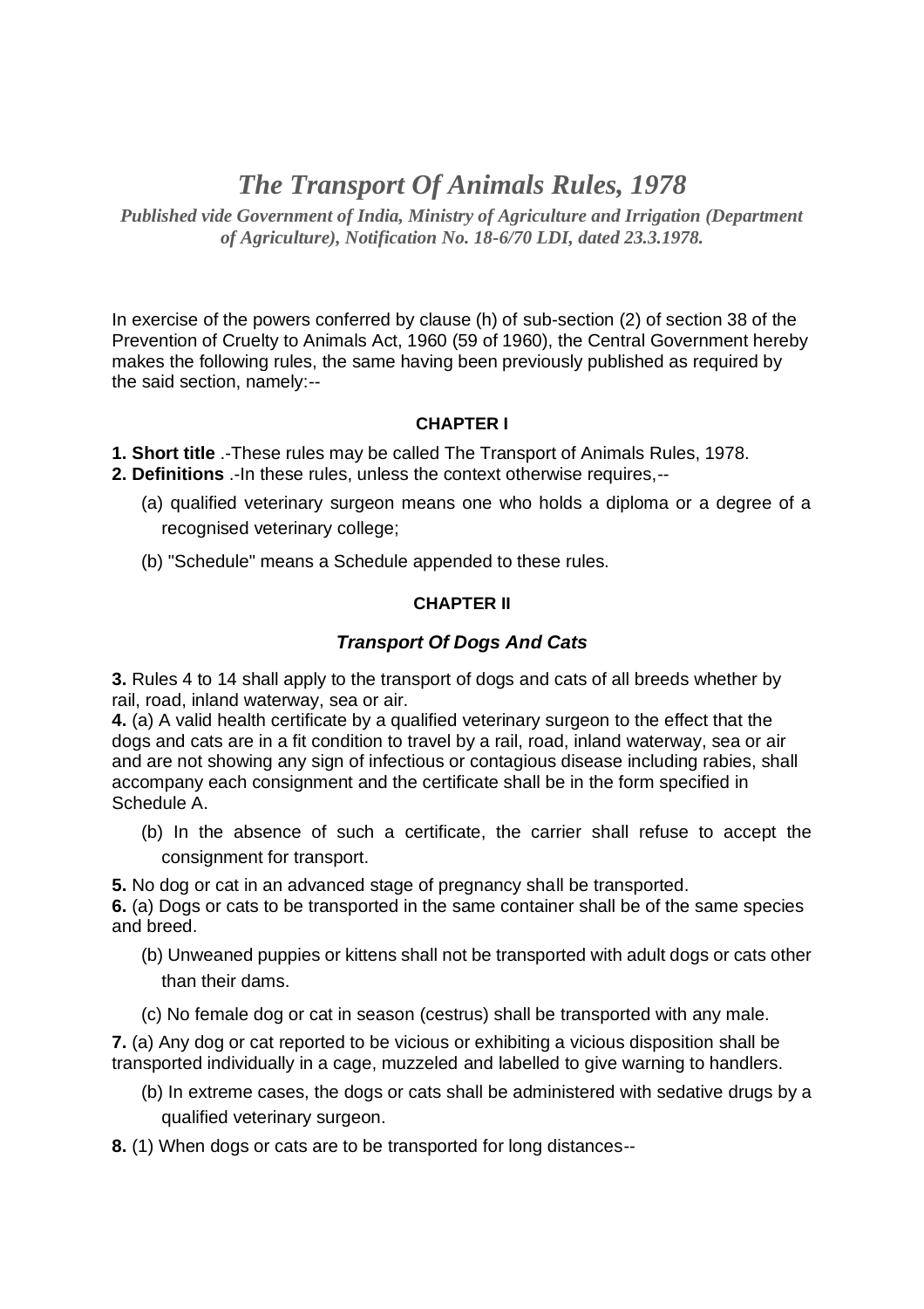# *The Transport Of Animals Rules, 1978*

***Published vide Government of India, Ministry of Agriculture and Irrigation (Department of Agriculture), Notification No. 18-6/70 LDI, dated 23.3.1978.***

In exercise of the powers conferred by clause (h) of sub-section (2) of section 38 of the Prevention of Cruelty to Animals Act, 1960 (59 of 1960), the Central Government hereby makes the following rules, the same having been previously published as required by the said section, namely:--

## CHAPTER I

**1. Short title** .-These rules may be called The Transport of Animals Rules, 1978.

**2. Definitions** .-In these rules, unless the context otherwise requires,--

(a) qualified veterinary surgeon means one who holds a diploma or a degree of a recognised veterinary college;

(b) "Schedule" means a Schedule appended to these rules.

## CHAPTER II

### *Transport Of Dogs And Cats*

**3.** Rules 4 to 14 shall apply to the transport of dogs and cats of all breeds whether by rail, road, inland waterway, sea or air.

**4.** (a) A valid health certificate by a qualified veterinary surgeon to the effect that the dogs and cats are in a fit condition to travel by a rail, road, inland waterway, sea or air and are not showing any sign of infectious or contagious disease including rabies, shall accompany each consignment and the certificate shall be in the form specified in Schedule A.

(b) In the absence of such a certificate, the carrier shall refuse to accept the consignment for transport.

**5.** No dog or cat in an advanced stage of pregnancy shall be transported.

**6.** (a) Dogs or cats to be transported in the same container shall be of the same species and breed.

(b) Unweaned puppies or kittens shall not be transported with adult dogs or cats other than their dams.

(c) No female dog or cat in season (cestrus) shall be transported with any male.

**7.** (a) Any dog or cat reported to be vicious or exhibiting a vicious disposition shall be transported individually in a cage, muzzeled and labelled to give warning to handlers.

(b) In extreme cases, the dogs or cats shall be administered with sedative drugs by a qualified veterinary surgeon.

**8.** (1) When dogs or cats are to be transported for long distances--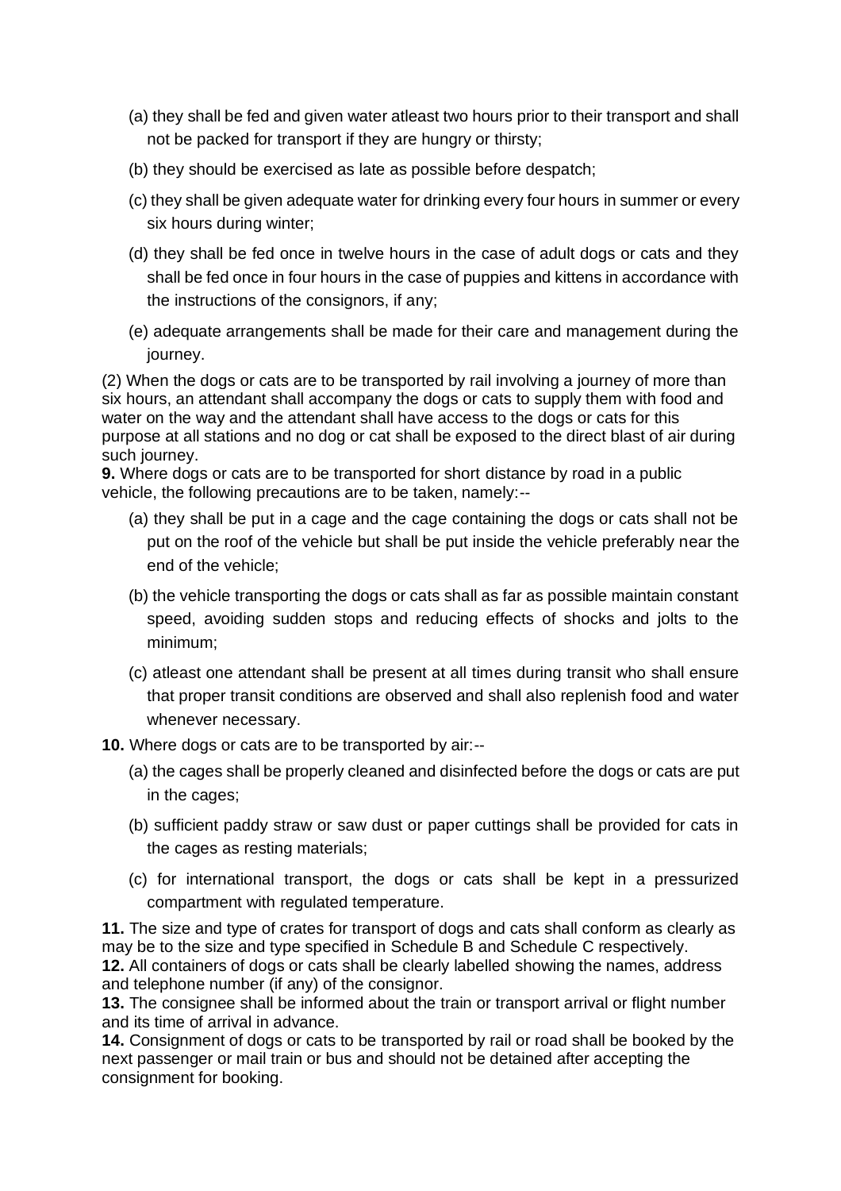(a) they shall be fed and given water atleast two hours prior to their transport and shall not be packed for transport if they are hungry or thirsty;

(b) they should be exercised as late as possible before despatch;

(c) they shall be given adequate water for drinking every four hours in summer or every six hours during winter;

(d) they shall be fed once in twelve hours in the case of adult dogs or cats and they shall be fed once in four hours in the case of puppies and kittens in accordance with the instructions of the consignors, if any;

(e) adequate arrangements shall be made for their care and management during the journey.

(2) When the dogs or cats are to be transported by rail involving a journey of more than six hours, an attendant shall accompany the dogs or cats to supply them with food and water on the way and the attendant shall have access to the dogs or cats for this purpose at all stations and no dog or cat shall be exposed to the direct blast of air during such journey.

**9.** Where dogs or cats are to be transported for short distance by road in a public vehicle, the following precautions are to be taken, namely:--

(a) they shall be put in a cage and the cage containing the dogs or cats shall not be put on the roof of the vehicle but shall be put inside the vehicle preferably near the end of the vehicle;

(b) the vehicle transporting the dogs or cats shall as far as possible maintain constant speed, avoiding sudden stops and reducing effects of shocks and jolts to the minimum;

(c) atleast one attendant shall be present at all times during transit who shall ensure that proper transit conditions are observed and shall also replenish food and water whenever necessary.

**10.** Where dogs or cats are to be transported by air:--

(a) the cages shall be properly cleaned and disinfected before the dogs or cats are put in the cages;

(b) sufficient paddy straw or saw dust or paper cuttings shall be provided for cats in the cages as resting materials;

(c) for international transport, the dogs or cats shall be kept in a pressurized compartment with regulated temperature.

**11.** The size and type of crates for transport of dogs and cats shall conform as clearly as may be to the size and type specified in Schedule B and Schedule C respectively.

**12.** All containers of dogs or cats shall be clearly labelled showing the names, address and telephone number (if any) of the consignor.

**13.** The consignee shall be informed about the train or transport arrival or flight number and its time of arrival in advance.

**14.** Consignment of dogs or cats to be transported by rail or road shall be booked by the next passenger or mail train or bus and should not be detained after accepting the consignment for booking.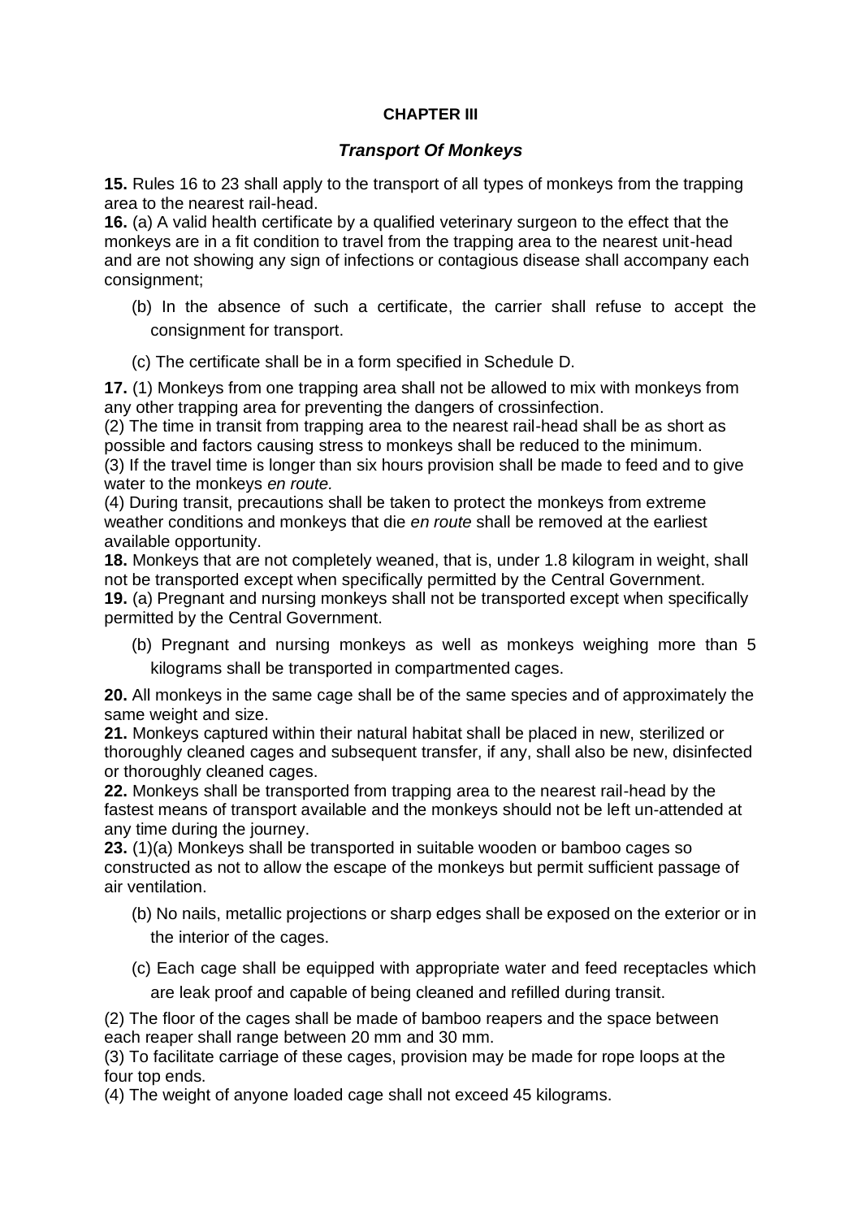## CHAPTER III

### *Transport Of Monkeys*

**15.** Rules 16 to 23 shall apply to the transport of all types of monkeys from the trapping area to the nearest rail-head.

**16.** (a) A valid health certificate by a qualified veterinary surgeon to the effect that the monkeys are in a fit condition to travel from the trapping area to the nearest unit-head and are not showing any sign of infections or contagious disease shall accompany each consignment;

(b) In the absence of such a certificate, the carrier shall refuse to accept the consignment for transport.

(c) The certificate shall be in a form specified in Schedule D.

**17.** (1) Monkeys from one trapping area shall not be allowed to mix with monkeys from any other trapping area for preventing the dangers of crossinfection.

(2) The time in transit from trapping area to the nearest rail-head shall be as short as possible and factors causing stress to monkeys shall be reduced to the minimum.

(3) If the travel time is longer than six hours provision shall be made to feed and to give water to the monkeys *en route.*

(4) During transit, precautions shall be taken to protect the monkeys from extreme weather conditions and monkeys that die *en route* shall be removed at the earliest available opportunity.

**18.** Monkeys that are not completely weaned, that is, under 1.8 kilogram in weight, shall not be transported except when specifically permitted by the Central Government.

**19.** (a) Pregnant and nursing monkeys shall not be transported except when specifically permitted by the Central Government.

(b) Pregnant and nursing monkeys as well as monkeys weighing more than 5 kilograms shall be transported in compartmented cages.

**20.** All monkeys in the same cage shall be of the same species and of approximately the same weight and size.

**21.** Monkeys captured within their natural habitat shall be placed in new, sterilized or thoroughly cleaned cages and subsequent transfer, if any, shall also be new, disinfected or thoroughly cleaned cages.

**22.** Monkeys shall be transported from trapping area to the nearest rail-head by the fastest means of transport available and the monkeys should not be left un-attended at any time during the journey.

**23.** (1)(a) Monkeys shall be transported in suitable wooden or bamboo cages so constructed as not to allow the escape of the monkeys but permit sufficient passage of air ventilation.

(b) No nails, metallic projections or sharp edges shall be exposed on the exterior or in the interior of the cages.

(c) Each cage shall be equipped with appropriate water and feed receptacles which are leak proof and capable of being cleaned and refilled during transit.

(2) The floor of the cages shall be made of bamboo reapers and the space between each reaper shall range between 20 mm and 30 mm.

(3) To facilitate carriage of these cages, provision may be made for rope loops at the four top ends.

(4) The weight of anyone loaded cage shall not exceed 45 kilograms.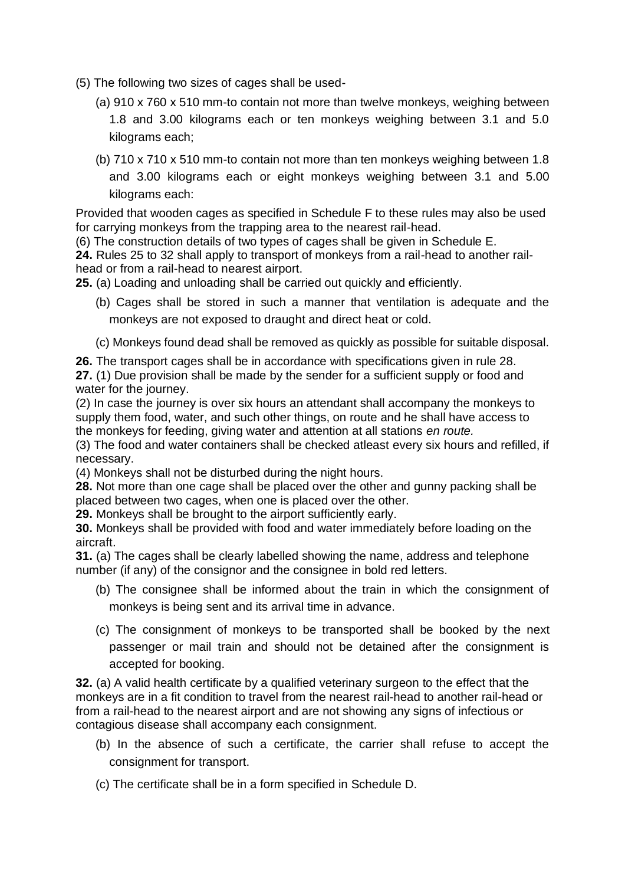(5) The following two sizes of cages shall be used-

(a) 910 x 760 x 510 mm-to contain not more than twelve monkeys, weighing between 1.8 and 3.00 kilograms each or ten monkeys weighing between 3.1 and 5.0 kilograms each;

(b) 710 x 710 x 510 mm-to contain not more than ten monkeys weighing between 1.8 and 3.00 kilograms each or eight monkeys weighing between 3.1 and 5.00 kilograms each:

Provided that wooden cages as specified in Schedule F to these rules may also be used for carrying monkeys from the trapping area to the nearest rail-head.

(6) The construction details of two types of cages shall be given in Schedule E.

**24.** Rules 25 to 32 shall apply to transport of monkeys from a rail-head to another rail-head or from a rail-head to nearest airport.

**25.** (a) Loading and unloading shall be carried out quickly and efficiently.

(b) Cages shall be stored in such a manner that ventilation is adequate and the monkeys are not exposed to draught and direct heat or cold.

(c) Monkeys found dead shall be removed as quickly as possible for suitable disposal.

**26.** The transport cages shall be in accordance with specifications given in rule 28.

**27.** (1) Due provision shall be made by the sender for a sufficient supply or food and water for the journey.

(2) In case the journey is over six hours an attendant shall accompany the monkeys to supply them food, water, and such other things, on route and he shall have access to the monkeys for feeding, giving water and attention at all stations *en route.*

(3) The food and water containers shall be checked atleast every six hours and refilled, if necessary.

(4) Monkeys shall not be disturbed during the night hours.

**28.** Not more than one cage shall be placed over the other and gunny packing shall be placed between two cages, when one is placed over the other.

**29.** Monkeys shall be brought to the airport sufficiently early.

**30.** Monkeys shall be provided with food and water immediately before loading on the aircraft.

**31.** (a) The cages shall be clearly labelled showing the name, address and telephone number (if any) of the consignor and the consignee in bold red letters.

(b) The consignee shall be informed about the train in which the consignment of monkeys is being sent and its arrival time in advance.

(c) The consignment of monkeys to be transported shall be booked by the next passenger or mail train and should not be detained after the consignment is accepted for booking.

**32.** (a) A valid health certificate by a qualified veterinary surgeon to the effect that the monkeys are in a fit condition to travel from the nearest rail-head to another rail-head or from a rail-head to the nearest airport and are not showing any signs of infectious or contagious disease shall accompany each consignment.

(b) In the absence of such a certificate, the carrier shall refuse to accept the consignment for transport.

(c) The certificate shall be in a form specified in Schedule D.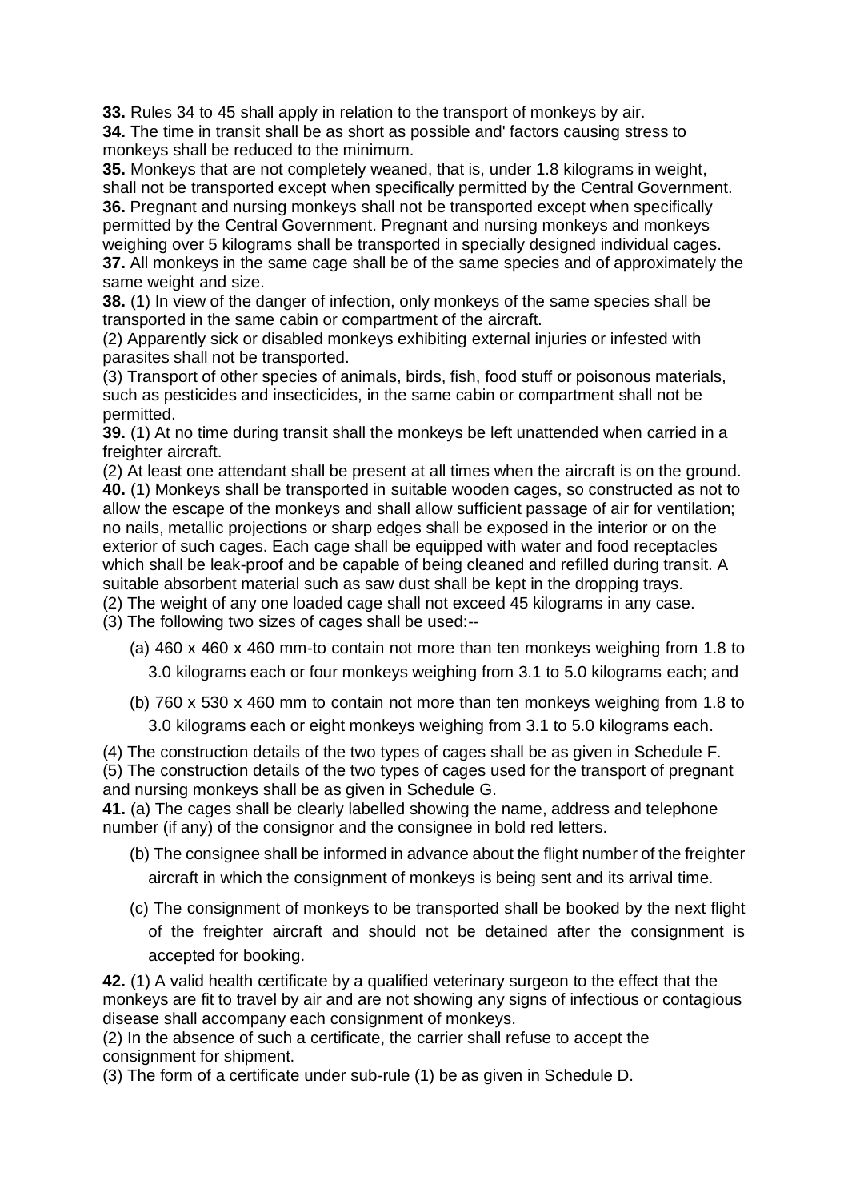**33.** Rules 34 to 45 shall apply in relation to the transport of monkeys by air.

**34.** The time in transit shall be as short as possible and' factors causing stress to monkeys shall be reduced to the minimum.

**35.** Monkeys that are not completely weaned, that is, under 1.8 kilograms in weight, shall not be transported except when specifically permitted by the Central Government.

**36.** Pregnant and nursing monkeys shall not be transported except when specifically permitted by the Central Government. Pregnant and nursing monkeys and monkeys weighing over 5 kilograms shall be transported in specially designed individual cages.

**37.** All monkeys in the same cage shall be of the same species and of approximately the same weight and size.

**38.** (1) In view of the danger of infection, only monkeys of the same species shall be transported in the same cabin or compartment of the aircraft.

(2) Apparently sick or disabled monkeys exhibiting external injuries or infested with parasites shall not be transported.

(3) Transport of other species of animals, birds, fish, food stuff or poisonous materials, such as pesticides and insecticides, in the same cabin or compartment shall not be permitted.

**39.** (1) At no time during transit shall the monkeys be left unattended when carried in a freighter aircraft.

(2) At least one attendant shall be present at all times when the aircraft is on the ground.

**40.** (1) Monkeys shall be transported in suitable wooden cages, so constructed as not to allow the escape of the monkeys and shall allow sufficient passage of air for ventilation; no nails, metallic projections or sharp edges shall be exposed in the interior or on the exterior of such cages. Each cage shall be equipped with water and food receptacles which shall be leak-proof and be capable of being cleaned and refilled during transit. A suitable absorbent material such as saw dust shall be kept in the dropping trays.

(2) The weight of any one loaded cage shall not exceed 45 kilograms in any case.

(3) The following two sizes of cages shall be used:--

(a) 460 x 460 x 460 mm-to contain not more than ten monkeys weighing from 1.8 to 3.0 kilograms each or four monkeys weighing from 3.1 to 5.0 kilograms each; and

(b) 760 x 530 x 460 mm to contain not more than ten monkeys weighing from 1.8 to 3.0 kilograms each or eight monkeys weighing from 3.1 to 5.0 kilograms each.

(4) The construction details of the two types of cages shall be as given in Schedule F.

(5) The construction details of the two types of cages used for the transport of pregnant and nursing monkeys shall be as given in Schedule G.

**41.** (a) The cages shall be clearly labelled showing the name, address and telephone number (if any) of the consignor and the consignee in bold red letters.

(b) The consignee shall be informed in advance about the flight number of the freighter aircraft in which the consignment of monkeys is being sent and its arrival time.

(c) The consignment of monkeys to be transported shall be booked by the next flight of the freighter aircraft and should not be detained after the consignment is accepted for booking.

**42.** (1) A valid health certificate by a qualified veterinary surgeon to the effect that the monkeys are fit to travel by air and are not showing any signs of infectious or contagious disease shall accompany each consignment of monkeys.

(2) In the absence of such a certificate, the carrier shall refuse to accept the consignment for shipment.

(3) The form of a certificate under sub-rule (1) be as given in Schedule D.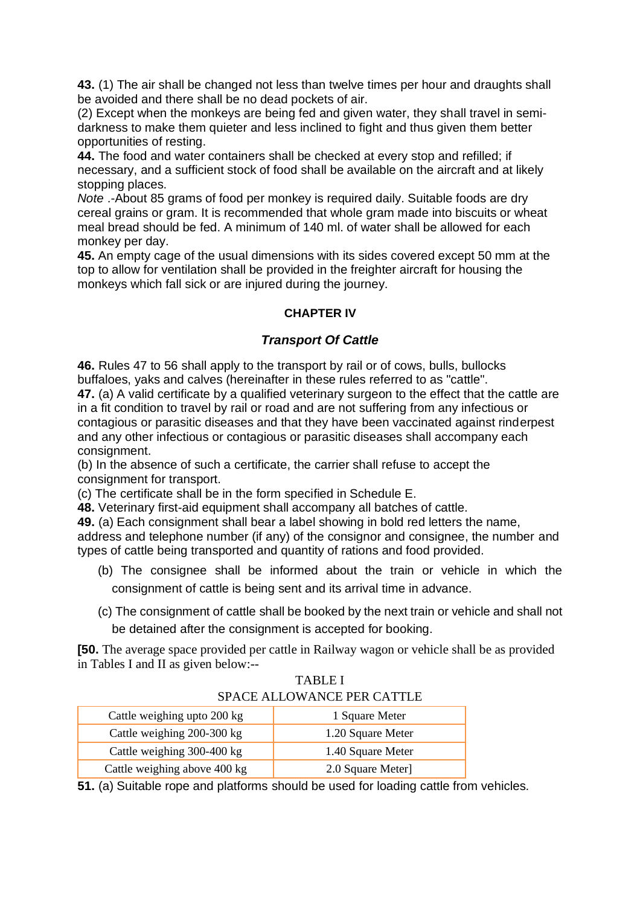**43.** (1) The air shall be changed not less than twelve times per hour and draughts shall be avoided and there shall be no dead pockets of air.

(2) Except when the monkeys are being fed and given water, they shall travel in semi-darkness to make them quieter and less inclined to fight and thus given them better opportunities of resting.

**44.** The food and water containers shall be checked at every stop and refilled; if necessary, and a sufficient stock of food shall be available on the aircraft and at likely stopping places.

*Note* .-About 85 grams of food per monkey is required daily. Suitable foods are dry cereal grains or gram. It is recommended that whole gram made into biscuits or wheat meal bread should be fed. A minimum of 140 ml. of water shall be allowed for each monkey per day.

**45.** An empty cage of the usual dimensions with its sides covered except 50 mm at the top to allow for ventilation shall be provided in the freighter aircraft for housing the monkeys which fall sick or are injured during the journey.

## CHAPTER IV

### *Transport Of Cattle*

**46.** Rules 47 to 56 shall apply to the transport by rail or of cows, bulls, bullocks buffaloes, yaks and calves (hereinafter in these rules referred to as "cattle".

**47.** (a) A valid certificate by a qualified veterinary surgeon to the effect that the cattle are in a fit condition to travel by rail or road and are not suffering from any infectious or contagious or parasitic diseases and that they have been vaccinated against rinderpest and any other infectious or contagious or parasitic diseases shall accompany each consignment.

(b) In the absence of such a certificate, the carrier shall refuse to accept the consignment for transport.

(c) The certificate shall be in the form specified in Schedule E.

**48.** Veterinary first-aid equipment shall accompany all batches of cattle.

**49.** (a) Each consignment shall bear a label showing in bold red letters the name, address and telephone number (if any) of the consignor and consignee, the number and types of cattle being transported and quantity of rations and food provided.

(b) The consignee shall be informed about the train or vehicle in which the consignment of cattle is being sent and its arrival time in advance.

(c) The consignment of cattle shall be booked by the next train or vehicle and shall not be detained after the consignment is accepted for booking.

**[50.** The average space provided per cattle in Railway wagon or vehicle shall be as provided in Tables I and II as given below:--

TABLE I

SPACE ALLOWANCE PER CATTLE

| Cattle weighing upto 200 kg | 1 Square Meter |
|---|---|
| Cattle weighing 200-300 kg | 1.20 Square Meter |
| Cattle weighing 300-400 kg | 1.40 Square Meter |
| Cattle weighing above 400 kg | 2.0 Square Meter] |

**51.** (a) Suitable rope and platforms should be used for loading cattle from vehicles.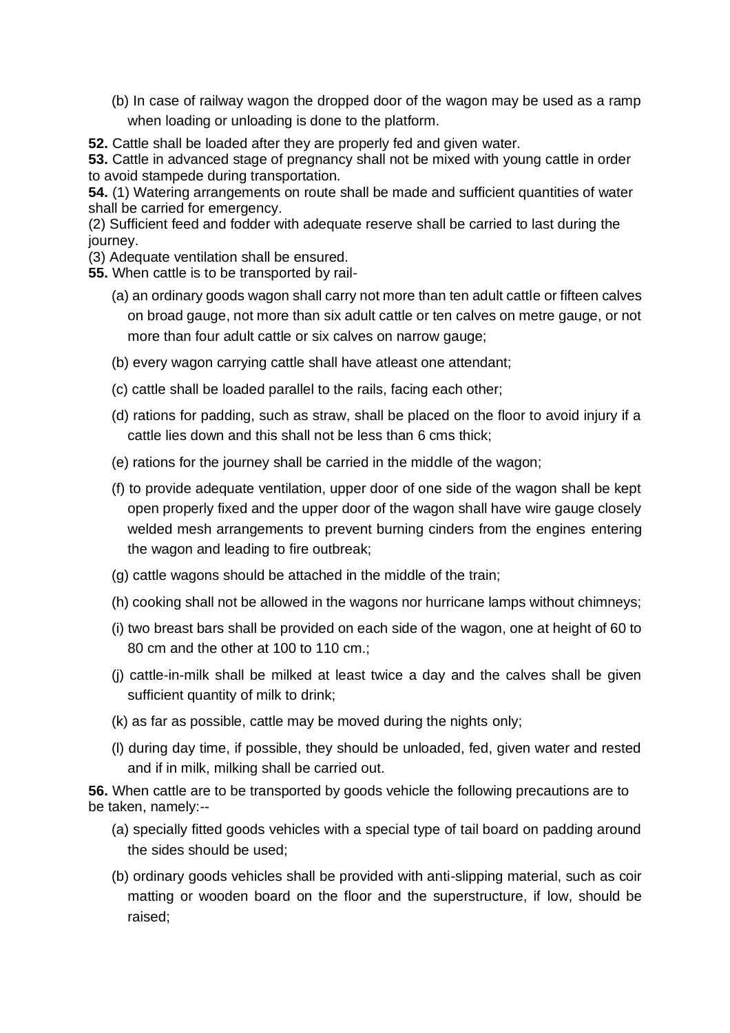(b) In case of railway wagon the dropped door of the wagon may be used as a ramp when loading or unloading is done to the platform.

**52.** Cattle shall be loaded after they are properly fed and given water.

**53.** Cattle in advanced stage of pregnancy shall not be mixed with young cattle in order to avoid stampede during transportation.

**54.** (1) Watering arrangements on route shall be made and sufficient quantities of water shall be carried for emergency.

(2) Sufficient feed and fodder with adequate reserve shall be carried to last during the journey.

(3) Adequate ventilation shall be ensured.

**55.** When cattle is to be transported by rail-

(a) an ordinary goods wagon shall carry not more than ten adult cattle or fifteen calves on broad gauge, not more than six adult cattle or ten calves on metre gauge, or not more than four adult cattle or six calves on narrow gauge;

(b) every wagon carrying cattle shall have atleast one attendant;

(c) cattle shall be loaded parallel to the rails, facing each other;

(d) rations for padding, such as straw, shall be placed on the floor to avoid injury if a cattle lies down and this shall not be less than 6 cms thick;

(e) rations for the journey shall be carried in the middle of the wagon;

(f) to provide adequate ventilation, upper door of one side of the wagon shall be kept open properly fixed and the upper door of the wagon shall have wire gauge closely welded mesh arrangements to prevent burning cinders from the engines entering the wagon and leading to fire outbreak;

(g) cattle wagons should be attached in the middle of the train;

(h) cooking shall not be allowed in the wagons nor hurricane lamps without chimneys;

(i) two breast bars shall be provided on each side of the wagon, one at height of 60 to 80 cm and the other at 100 to 110 cm.;

(j) cattle-in-milk shall be milked at least twice a day and the calves shall be given sufficient quantity of milk to drink;

(k) as far as possible, cattle may be moved during the nights only;

(l) during day time, if possible, they should be unloaded, fed, given water and rested and if in milk, milking shall be carried out.

**56.** When cattle are to be transported by goods vehicle the following precautions are to be taken, namely:--

(a) specially fitted goods vehicles with a special type of tail board on padding around the sides should be used;

(b) ordinary goods vehicles shall be provided with anti-slipping material, such as coir matting or wooden board on the floor and the superstructure, if low, should be raised;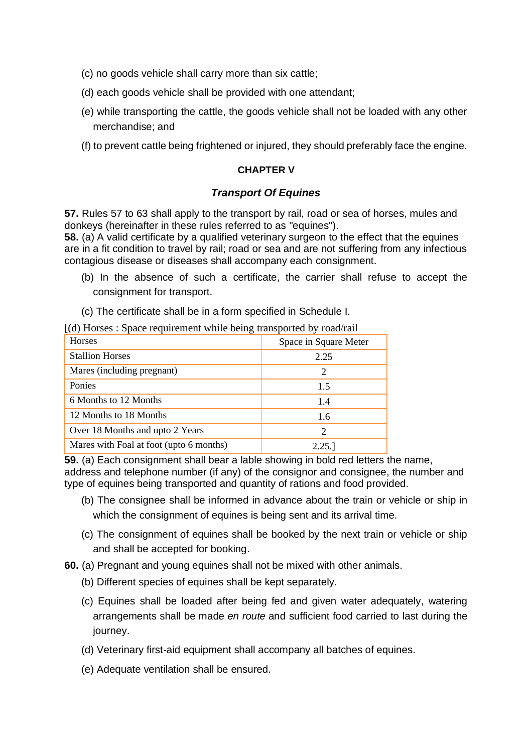(c) no goods vehicle shall carry more than six cattle;

(d) each goods vehicle shall be provided with one attendant;

(e) while transporting the cattle, the goods vehicle shall not be loaded with any other merchandise; and

(f) to prevent cattle being frightened or injured, they should preferably face the engine.

## CHAPTER V

### *Transport Of Equines*

**57.** Rules 57 to 63 shall apply to the transport by rail, road or sea of horses, mules and donkeys (hereinafter in these rules referred to as "equines").

**58.** (a) A valid certificate by a qualified veterinary surgeon to the effect that the equines are in a fit condition to travel by rail; road or sea and are not suffering from any infectious contagious disease or diseases shall accompany each consignment.

(b) In the absence of such a certificate, the carrier shall refuse to accept the consignment for transport.

(c) The certificate shall be in a form specified in Schedule I.

[(d) Horses : Space requirement while being transported by road/rail

| Horses | Space in Square Meter |
|---|---|
| Stallion Horses | 2.25 |
| Mares (including pregnant) | 2 |
| Ponies | 1.5 |
| 6 Months to 12 Months | 1.4 |
| 12 Months to 18 Months | 1.6 |
| Over 18 Months and upto 2 Years | 2 |
| Mares with Foal at foot (upto 6 months) | 2.25.] |

**59.** (a) Each consignment shall bear a lable showing in bold red letters the name, address and telephone number (if any) of the consignor and consignee, the number and type of equines being transported and quantity of rations and food provided.

(b) The consignee shall be informed in advance about the train or vehicle or ship in which the consignment of equines is being sent and its arrival time.

(c) The consignment of equines shall be booked by the next train or vehicle or ship and shall be accepted for booking.

**60.** (a) Pregnant and young equines shall not be mixed with other animals.

(b) Different species of equines shall be kept separately.

(c) Equines shall be loaded after being fed and given water adequately, watering arrangements shall be made *en route* and sufficient food carried to last during the journey.

(d) Veterinary first-aid equipment shall accompany all batches of equines.

(e) Adequate ventilation shall be ensured.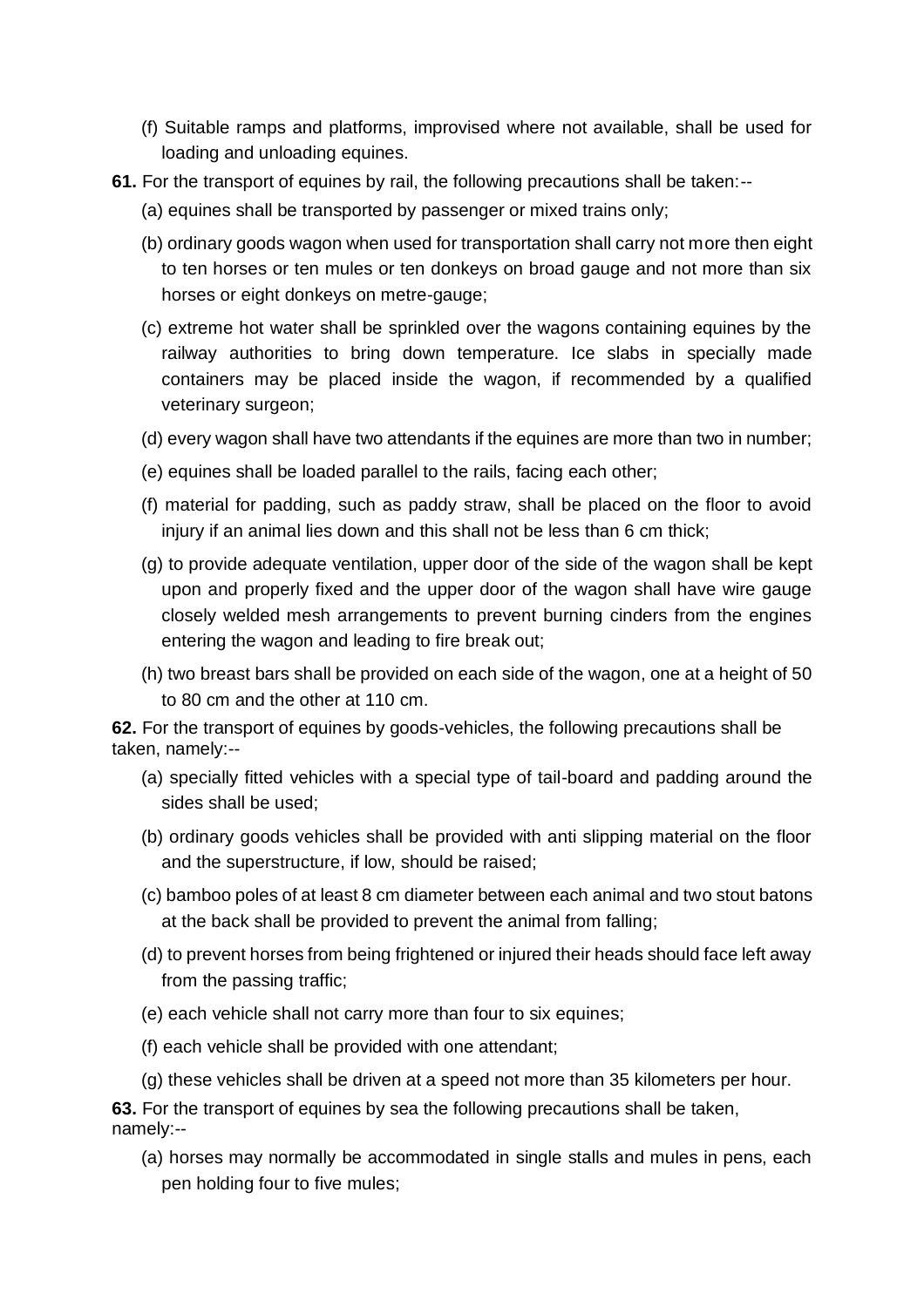(f) Suitable ramps and platforms, improvised where not available, shall be used for loading and unloading equines.

**61.** For the transport of equines by rail, the following precautions shall be taken:--

(a) equines shall be transported by passenger or mixed trains only;

(b) ordinary goods wagon when used for transportation shall carry not more then eight to ten horses or ten mules or ten donkeys on broad gauge and not more than six horses or eight donkeys on metre-gauge;

(c) extreme hot water shall be sprinkled over the wagons containing equines by the railway authorities to bring down temperature. Ice slabs in specially made containers may be placed inside the wagon, if recommended by a qualified veterinary surgeon;

(d) every wagon shall have two attendants if the equines are more than two in number;

(e) equines shall be loaded parallel to the rails, facing each other;

(f) material for padding, such as paddy straw, shall be placed on the floor to avoid injury if an animal lies down and this shall not be less than 6 cm thick;

(g) to provide adequate ventilation, upper door of the side of the wagon shall be kept upon and properly fixed and the upper door of the wagon shall have wire gauge closely welded mesh arrangements to prevent burning cinders from the engines entering the wagon and leading to fire break out;

(h) two breast bars shall be provided on each side of the wagon, one at a height of 50 to 80 cm and the other at 110 cm.

**62.** For the transport of equines by goods-vehicles, the following precautions shall be taken, namely:--

(a) specially fitted vehicles with a special type of tail-board and padding around the sides shall be used;

(b) ordinary goods vehicles shall be provided with anti slipping material on the floor and the superstructure, if low, should be raised;

(c) bamboo poles of at least 8 cm diameter between each animal and two stout batons at the back shall be provided to prevent the animal from falling;

(d) to prevent horses from being frightened or injured their heads should face left away from the passing traffic;

(e) each vehicle shall not carry more than four to six equines;

(f) each vehicle shall be provided with one attendant;

(g) these vehicles shall be driven at a speed not more than 35 kilometers per hour.

**63.** For the transport of equines by sea the following precautions shall be taken, namely:--

(a) horses may normally be accommodated in single stalls and mules in pens, each pen holding four to five mules;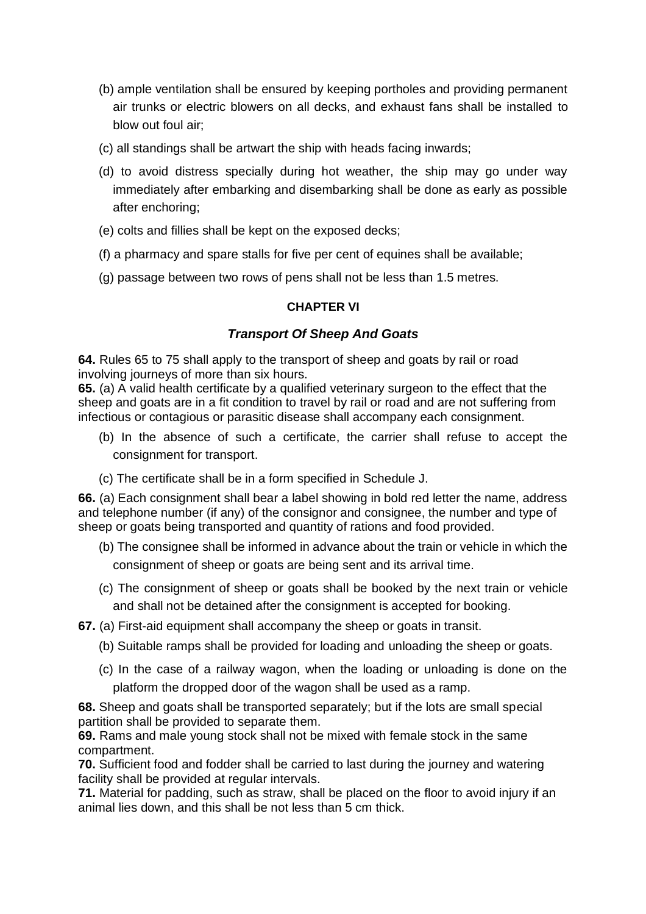(b) ample ventilation shall be ensured by keeping portholes and providing permanent air trunks or electric blowers on all decks, and exhaust fans shall be installed to blow out foul air;

(c) all standings shall be artwart the ship with heads facing inwards;

(d) to avoid distress specially during hot weather, the ship may go under way immediately after embarking and disembarking shall be done as early as possible after enchoring;

(e) colts and fillies shall be kept on the exposed decks;

(f) a pharmacy and spare stalls for five per cent of equines shall be available;

(g) passage between two rows of pens shall not be less than 1.5 metres.

## CHAPTER VI

### *Transport Of Sheep And Goats*

**64.** Rules 65 to 75 shall apply to the transport of sheep and goats by rail or road involving journeys of more than six hours.

**65.** (a) A valid health certificate by a qualified veterinary surgeon to the effect that the sheep and goats are in a fit condition to travel by rail or road and are not suffering from infectious or contagious or parasitic disease shall accompany each consignment.

(b) In the absence of such a certificate, the carrier shall refuse to accept the consignment for transport.

(c) The certificate shall be in a form specified in Schedule J.

**66.** (a) Each consignment shall bear a label showing in bold red letter the name, address and telephone number (if any) of the consignor and consignee, the number and type of sheep or goats being transported and quantity of rations and food provided.

(b) The consignee shall be informed in advance about the train or vehicle in which the consignment of sheep or goats are being sent and its arrival time.

(c) The consignment of sheep or goats shall be booked by the next train or vehicle and shall not be detained after the consignment is accepted for booking.

**67.** (a) First-aid equipment shall accompany the sheep or goats in transit.

(b) Suitable ramps shall be provided for loading and unloading the sheep or goats.

(c) In the case of a railway wagon, when the loading or unloading is done on the platform the dropped door of the wagon shall be used as a ramp.

**68.** Sheep and goats shall be transported separately; but if the lots are small special partition shall be provided to separate them.

**69.** Rams and male young stock shall not be mixed with female stock in the same compartment.

**70.** Sufficient food and fodder shall be carried to last during the journey and watering facility shall be provided at regular intervals.

**71.** Material for padding, such as straw, shall be placed on the floor to avoid injury if an animal lies down, and this shall be not less than 5 cm thick.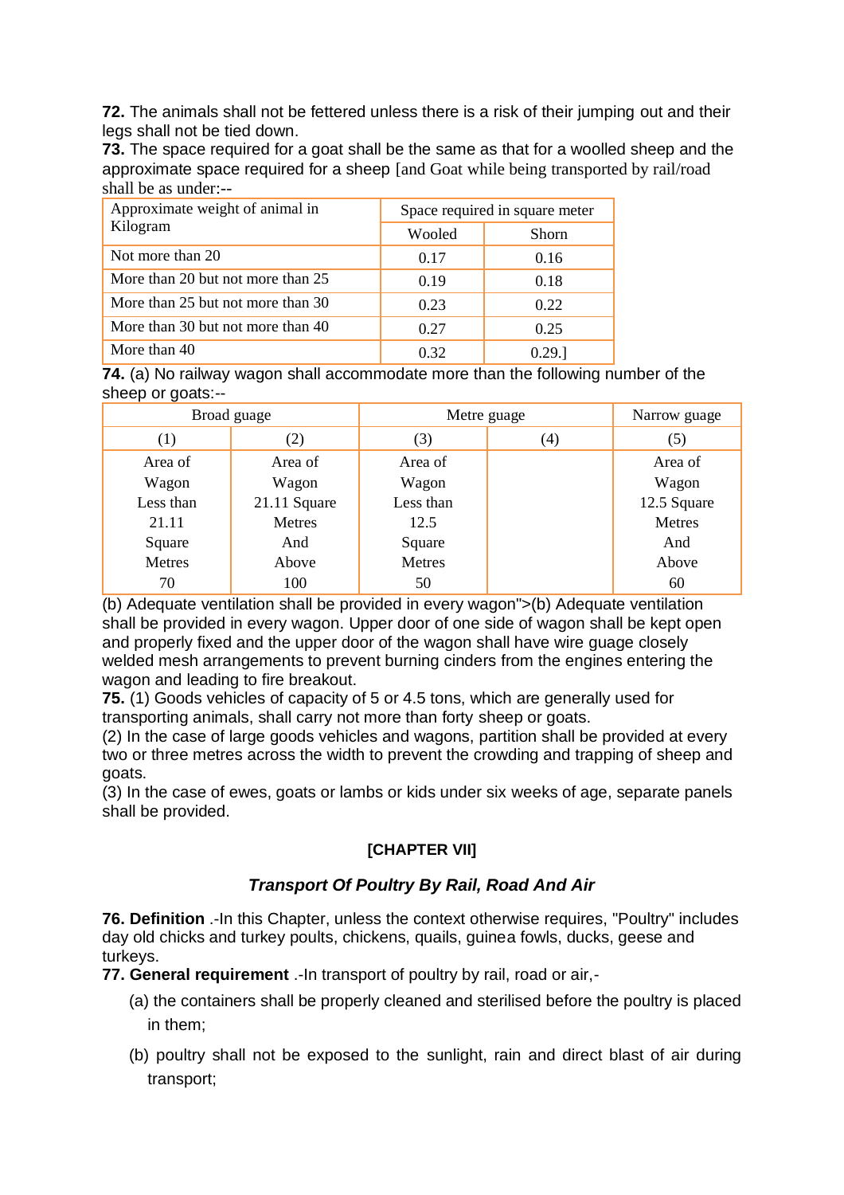**72.** The animals shall not be fettered unless there is a risk of their jumping out and their legs shall not be tied down.

**73.** The space required for a goat shall be the same as that for a woolled sheep and the approximate space required for a sheep [and Goat while being transported by rail/road shall be as under:--

| Approximate weight of animal in Kilogram | Space required in square meter | |
|---|---|---|
| | Wooled | Shorn |
| Not more than 20 | 0.17 | 0.16 |
| More than 20 but not more than 25 | 0.19 | 0.18 |
| More than 25 but not more than 30 | 0.23 | 0.22 |
| More than 30 but not more than 40 | 0.27 | 0.25 |
| More than 40 | 0.32 | 0.29.] |

**74.** (a) No railway wagon shall accommodate more than the following number of the sheep or goats:--

| Broad guage | | Metre guage | | Narrow guage |
|---|---|---|---|---|
| (1) | (2) | (3) | (4) | (5) |
| Area of Wagon Less than 21.11 Square Metres 70 | Area of Wagon 21.11 Square Metres And Above 100 | Area of Wagon Less than 12.5 Square Metres 50 | | Area of Wagon 12.5 Square Metres And Above 60 |

(b) Adequate ventilation shall be provided in every wagon">(b) Adequate ventilation shall be provided in every wagon. Upper door of one side of wagon shall be kept open and properly fixed and the upper door of the wagon shall have wire guage closely welded mesh arrangements to prevent burning cinders from the engines entering the wagon and leading to fire breakout.

**75.** (1) Goods vehicles of capacity of 5 or 4.5 tons, which are generally used for transporting animals, shall carry not more than forty sheep or goats.

(2) In the case of large goods vehicles and wagons, partition shall be provided at every two or three metres across the width to prevent the crowding and trapping of sheep and goats.

(3) In the case of ewes, goats or lambs or kids under six weeks of age, separate panels shall be provided.

## [CHAPTER VII]

### *Transport Of Poultry By Rail, Road And Air*

**76. Definition** .-In this Chapter, unless the context otherwise requires, "Poultry" includes day old chicks and turkey poults, chickens, quails, guinea fowls, ducks, geese and turkeys.

**77. General requirement** .-In transport of poultry by rail, road or air,-

(a) the containers shall be properly cleaned and sterilised before the poultry is placed in them;

(b) poultry shall not be exposed to the sunlight, rain and direct blast of air during transport;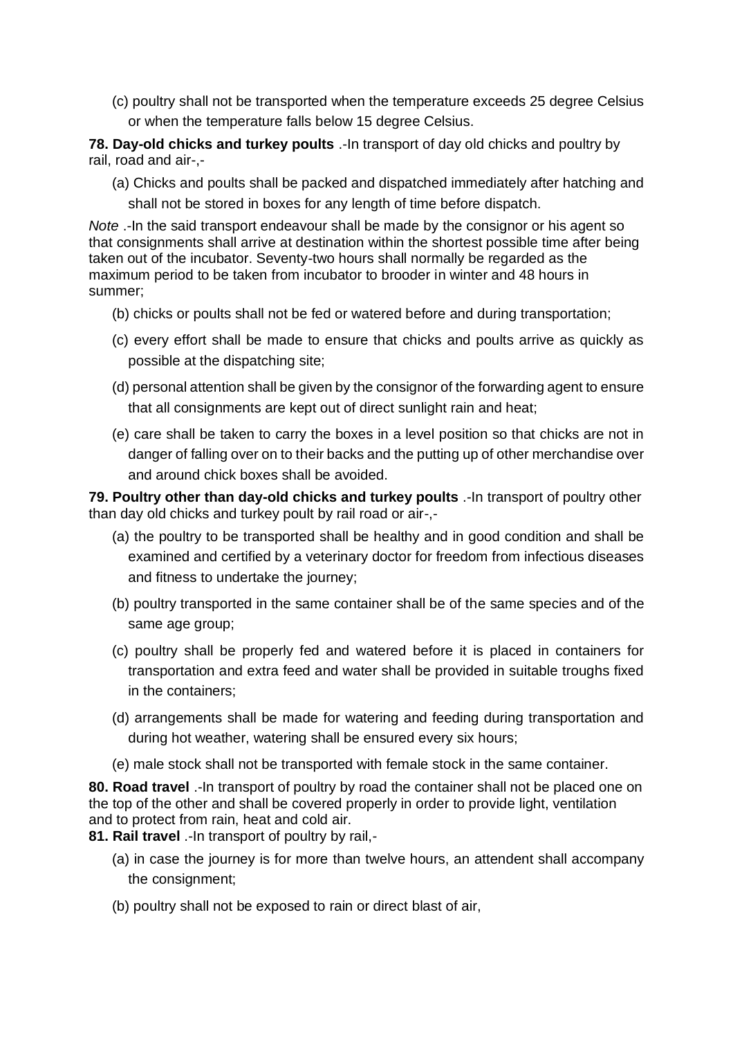(c) poultry shall not be transported when the temperature exceeds 25 degree Celsius or when the temperature falls below 15 degree Celsius.

**78. Day-old chicks and turkey poults** .-In transport of day old chicks and poultry by rail, road and air-,-

(a) Chicks and poults shall be packed and dispatched immediately after hatching and shall not be stored in boxes for any length of time before dispatch.

*Note* .-In the said transport endeavour shall be made by the consignor or his agent so that consignments shall arrive at destination within the shortest possible time after being taken out of the incubator. Seventy-two hours shall normally be regarded as the maximum period to be taken from incubator to brooder in winter and 48 hours in summer;

(b) chicks or poults shall not be fed or watered before and during transportation;

(c) every effort shall be made to ensure that chicks and poults arrive as quickly as possible at the dispatching site;

(d) personal attention shall be given by the consignor of the forwarding agent to ensure that all consignments are kept out of direct sunlight rain and heat;

(e) care shall be taken to carry the boxes in a level position so that chicks are not in danger of falling over on to their backs and the putting up of other merchandise over and around chick boxes shall be avoided.

**79. Poultry other than day-old chicks and turkey poults** .-In transport of poultry other than day old chicks and turkey poult by rail road or air-,-

(a) the poultry to be transported shall be healthy and in good condition and shall be examined and certified by a veterinary doctor for freedom from infectious diseases and fitness to undertake the journey;

(b) poultry transported in the same container shall be of the same species and of the same age group;

(c) poultry shall be properly fed and watered before it is placed in containers for transportation and extra feed and water shall be provided in suitable troughs fixed in the containers;

(d) arrangements shall be made for watering and feeding during transportation and during hot weather, watering shall be ensured every six hours;

(e) male stock shall not be transported with female stock in the same container.

**80. Road travel** .-In transport of poultry by road the container shall not be placed one on the top of the other and shall be covered properly in order to provide light, ventilation and to protect from rain, heat and cold air.

**81. Rail travel** .-In transport of poultry by rail,-

(a) in case the journey is for more than twelve hours, an attendent shall accompany the consignment;

(b) poultry shall not be exposed to rain or direct blast of air,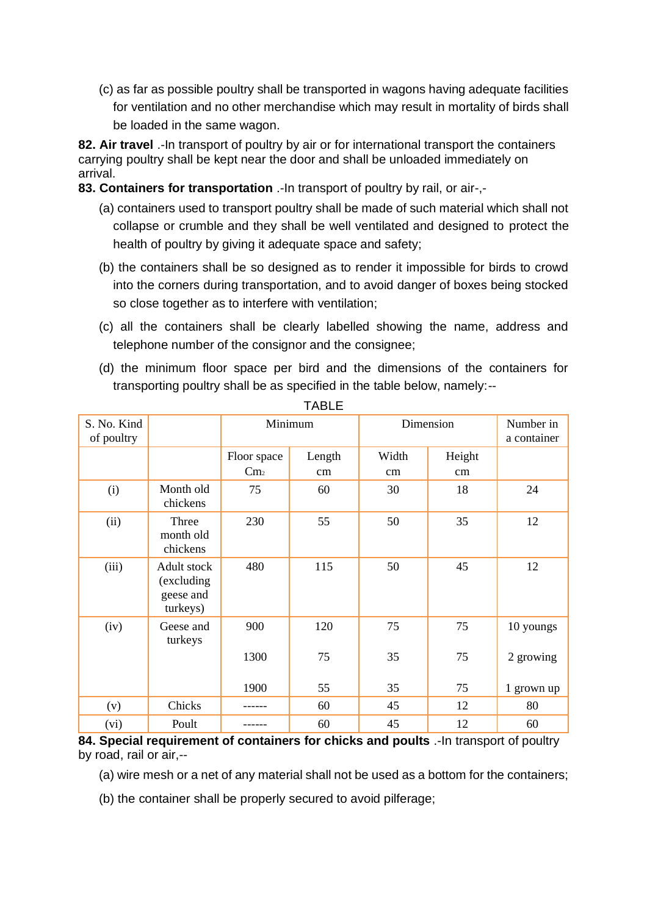(c) as far as possible poultry shall be transported in wagons having adequate facilities for ventilation and no other merchandise which may result in mortality of birds shall be loaded in the same wagon.

**82. Air travel** .-In transport of poultry by air or for international transport the containers carrying poultry shall be kept near the door and shall be unloaded immediately on arrival.

**83. Containers for transportation** .-In transport of poultry by rail, or air-,-

(a) containers used to transport poultry shall be made of such material which shall not collapse or crumble and they shall be well ventilated and designed to protect the health of poultry by giving it adequate space and safety;

(b) the containers shall be so designed as to render it impossible for birds to crowd into the corners during transportation, and to avoid danger of boxes being stocked so close together as to interfere with ventilation;

(c) all the containers shall be clearly labelled showing the name, address and telephone number of the consignor and the consignee;

(d) the minimum floor space per bird and the dimensions of the containers for transporting poultry shall be as specified in the table below, namely:--

TABLE

| S. No. Kind of poultry | | Minimum | | Dimension | | Number in a container |
|---|---|---|---|---|---|---|
| | | Floor space $Cm_2$ | Length cm | Width cm | Height cm | |
| (i) | Month old chickens | 75 | 60 | 30 | 18 | 24 |
| (ii) | Three month old chickens | 230 | 55 | 50 | 35 | 12 |
| (iii) | Adult stock (excluding geese and turkeys) | 480 | 115 | 50 | 45 | 12 |
| (iv) | Geese and turkeys | 900 | 120 | 75 | 75 | 10 youngs |
| | | 1300 | 75 | 35 | 75 | 2 growing |
| | | 1900 | 55 | 35 | 75 | 1 grown up |
| (v) | Chicks | ------ | 60 | 45 | 12 | 80 |
| (vi) | Poult | ------ | 60 | 45 | 12 | 60 |

**84. Special requirement of containers for chicks and poults** .-In transport of poultry by road, rail or air,--

(a) wire mesh or a net of any material shall not be used as a bottom for the containers;

(b) the container shall be properly secured to avoid pilferage;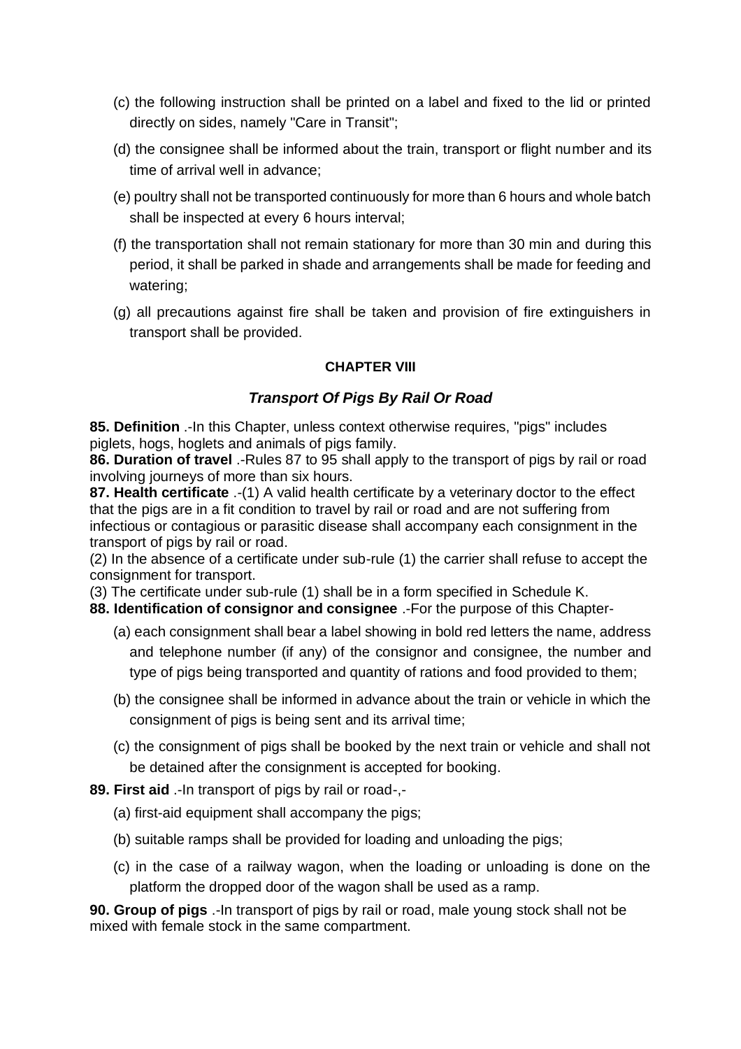(c) the following instruction shall be printed on a label and fixed to the lid or printed directly on sides, namely "Care in Transit";

(d) the consignee shall be informed about the train, transport or flight number and its time of arrival well in advance;

(e) poultry shall not be transported continuously for more than 6 hours and whole batch shall be inspected at every 6 hours interval;

(f) the transportation shall not remain stationary for more than 30 min and during this period, it shall be parked in shade and arrangements shall be made for feeding and watering;

(g) all precautions against fire shall be taken and provision of fire extinguishers in transport shall be provided.

## CHAPTER VIII

### *Transport Of Pigs By Rail Or Road*

**85. Definition** .-In this Chapter, unless context otherwise requires, "pigs" includes piglets, hogs, hoglets and animals of pigs family.

**86. Duration of travel** .-Rules 87 to 95 shall apply to the transport of pigs by rail or road involving journeys of more than six hours.

**87. Health certificate** .-(1) A valid health certificate by a veterinary doctor to the effect that the pigs are in a fit condition to travel by rail or road and are not suffering from infectious or contagious or parasitic disease shall accompany each consignment in the transport of pigs by rail or road.

(2) In the absence of a certificate under sub-rule (1) the carrier shall refuse to accept the consignment for transport.

(3) The certificate under sub-rule (1) shall be in a form specified in Schedule K.

**88. Identification of consignor and consignee** .-For the purpose of this Chapter-

(a) each consignment shall bear a label showing in bold red letters the name, address and telephone number (if any) of the consignor and consignee, the number and type of pigs being transported and quantity of rations and food provided to them;

(b) the consignee shall be informed in advance about the train or vehicle in which the consignment of pigs is being sent and its arrival time;

(c) the consignment of pigs shall be booked by the next train or vehicle and shall not be detained after the consignment is accepted for booking.

**89. First aid** .-In transport of pigs by rail or road-,-

(a) first-aid equipment shall accompany the pigs;

(b) suitable ramps shall be provided for loading and unloading the pigs;

(c) in the case of a railway wagon, when the loading or unloading is done on the platform the dropped door of the wagon shall be used as a ramp.

**90. Group of pigs** .-In transport of pigs by rail or road, male young stock shall not be mixed with female stock in the same compartment.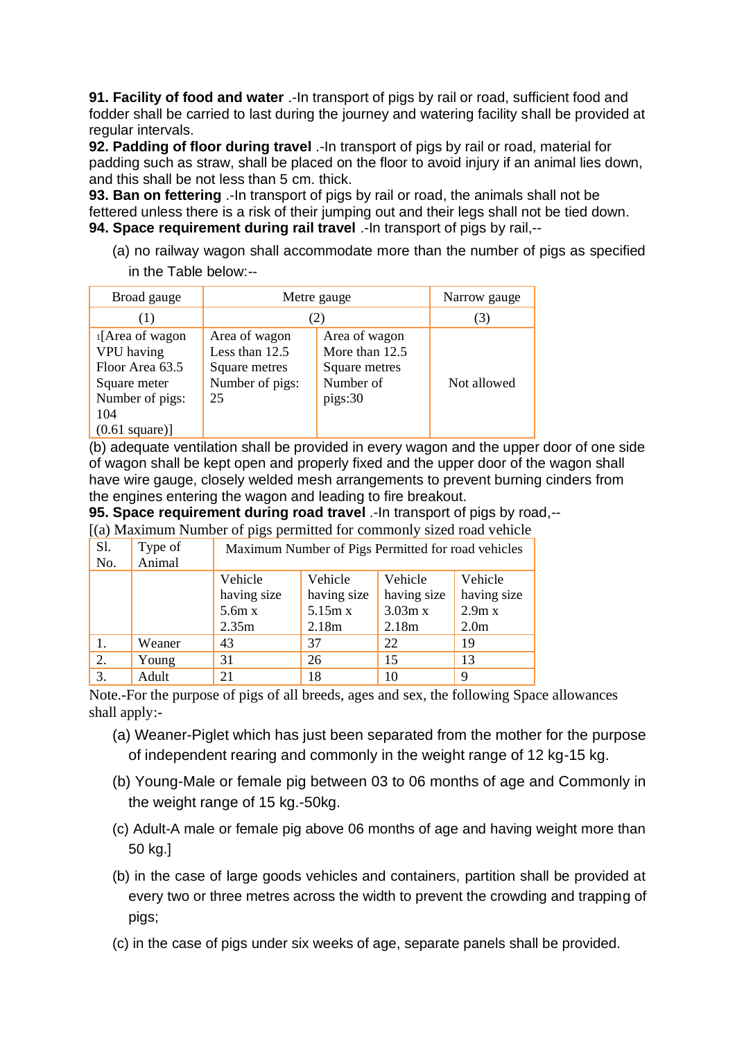**91. Facility of food and water** .-In transport of pigs by rail or road, sufficient food and fodder shall be carried to last during the journey and watering facility shall be provided at regular intervals.

**92. Padding of floor during travel** .-In transport of pigs by rail or road, material for padding such as straw, shall be placed on the floor to avoid injury if an animal lies down, and this shall be not less than 5 cm. thick.

**93. Ban on fettering** .-In transport of pigs by rail or road, the animals shall not be fettered unless there is a risk of their jumping out and their legs shall not be tied down.

**94. Space requirement during rail travel** .-In transport of pigs by rail,--

(a) no railway wagon shall accommodate more than the number of pigs as specified in the Table below:--

| Broad gauge | Metre gauge | | Narrow gauge |
|---|---|---|---|
| (1) | (2) | | (3) |
| [1][Area of wagon VPU having Floor Area 63.5 Square meter Number of pigs: 104 (0.61 square)] | Area of wagon Less than 12.5 Square metres Number of pigs: 25 | Area of wagon More than 12.5 Square metres Number of pigs:30 | Not allowed |

(b) adequate ventilation shall be provided in every wagon and the upper door of one side of wagon shall be kept open and properly fixed and the upper door of the wagon shall have wire gauge, closely welded mesh arrangements to prevent burning cinders from the engines entering the wagon and leading to fire breakout.

**95. Space requirement during road travel** .-In transport of pigs by road,--

[(a) Maximum Number of pigs permitted for commonly sized road vehicle

| Sl. No. | Type of Animal | Maximum Number of Pigs Permitted for road vehicles | | | |
|---|---|---|---|---|---|
| | | Vehicle having size 5.6m x 2.35m | Vehicle having size 5.15m x 2.18m | Vehicle having size 3.03m x 2.18m | Vehicle having size 2.9m x 2.0m |
| 1. | Weaner | 43 | 37 | 22 | 19 |
| 2. | Young | 31 | 26 | 15 | 13 |
| 3. | Adult | 21 | 18 | 10 | 9 |

Note.-For the purpose of pigs of all breeds, ages and sex, the following Space allowances shall apply:-

(a) Weaner-Piglet which has just been separated from the mother for the purpose of independent rearing and commonly in the weight range of 12 kg-15 kg.

(b) Young-Male or female pig between 03 to 06 months of age and Commonly in the weight range of 15 kg.-50kg.

(c) Adult-A male or female pig above 06 months of age and having weight more than 50 kg.]

(b) in the case of large goods vehicles and containers, partition shall be provided at every two or three metres across the width to prevent the crowding and trapping of pigs;

(c) in the case of pigs under six weeks of age, separate panels shall be provided.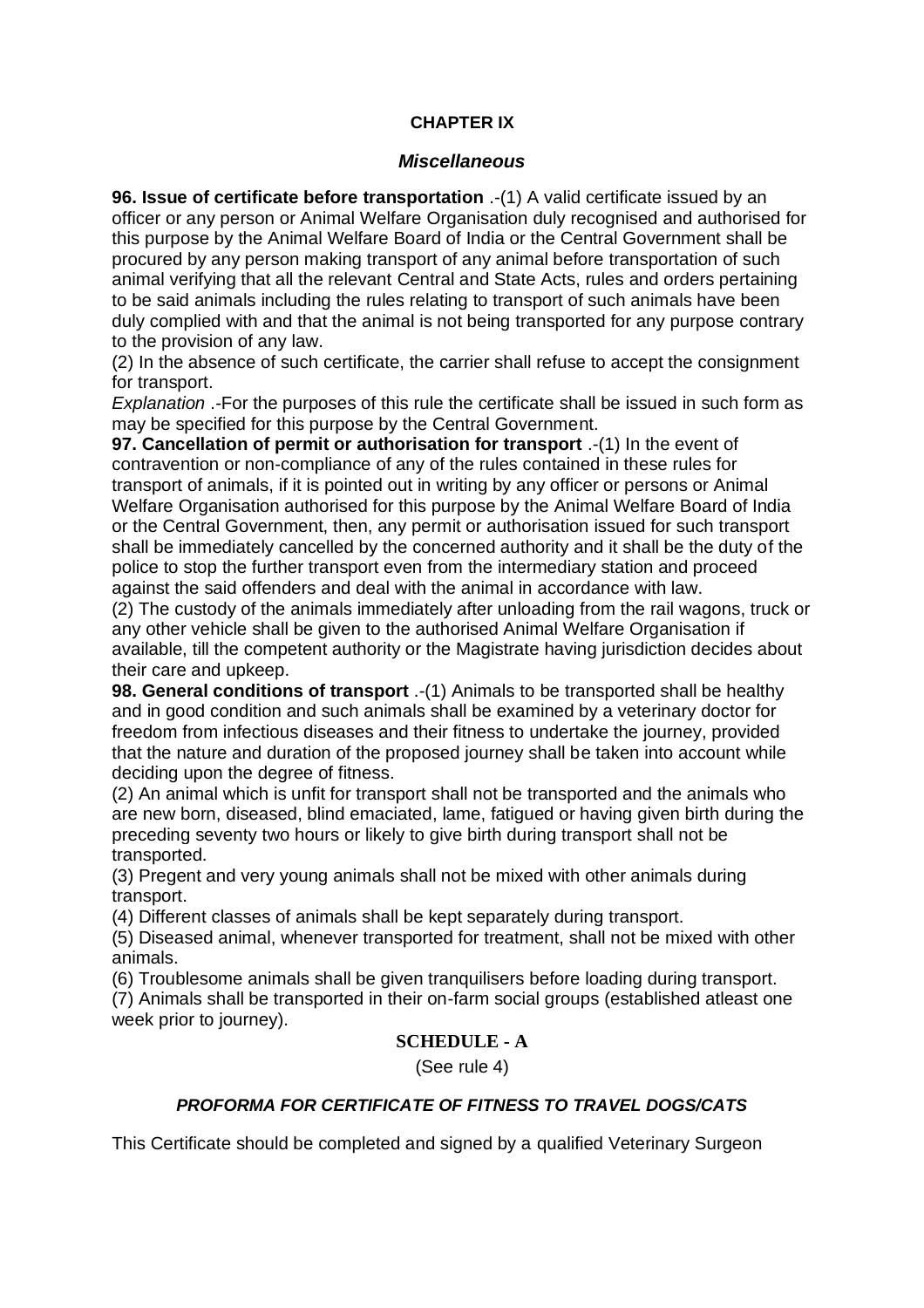## CHAPTER IX

### *Miscellaneous*

**96. Issue of certificate before transportation** .-(1) A valid certificate issued by an officer or any person or Animal Welfare Organisation duly recognised and authorised for this purpose by the Animal Welfare Board of India or the Central Government shall be procured by any person making transport of any animal before transportation of such animal verifying that all the relevant Central and State Acts, rules and orders pertaining to be said animals including the rules relating to transport of such animals have been duly complied with and that the animal is not being transported for any purpose contrary to the provision of any law.

(2) In the absence of such certificate, the carrier shall refuse to accept the consignment for transport.

*Explanation* .-For the purposes of this rule the certificate shall be issued in such form as may be specified for this purpose by the Central Government.

**97. Cancellation of permit or authorisation for transport** .-(1) In the event of contravention or non-compliance of any of the rules contained in these rules for transport of animals, if it is pointed out in writing by any officer or persons or Animal Welfare Organisation authorised for this purpose by the Animal Welfare Board of India or the Central Government, then, any permit or authorisation issued for such transport shall be immediately cancelled by the concerned authority and it shall be the duty of the police to stop the further transport even from the intermediary station and proceed against the said offenders and deal with the animal in accordance with law.

(2) The custody of the animals immediately after unloading from the rail wagons, truck or any other vehicle shall be given to the authorised Animal Welfare Organisation if available, till the competent authority or the Magistrate having jurisdiction decides about their care and upkeep.

**98. General conditions of transport** .-(1) Animals to be transported shall be healthy and in good condition and such animals shall be examined by a veterinary doctor for freedom from infectious diseases and their fitness to undertake the journey, provided that the nature and duration of the proposed journey shall be taken into account while deciding upon the degree of fitness.

(2) An animal which is unfit for transport shall not be transported and the animals who are new born, diseased, blind emaciated, lame, fatigued or having given birth during the preceding seventy two hours or likely to give birth during transport shall not be transported.

(3) Pregent and very young animals shall not be mixed with other animals during transport.

(4) Different classes of animals shall be kept separately during transport.

(5) Diseased animal, whenever transported for treatment, shall not be mixed with other animals.

(6) Troublesome animals shall be given tranquilisers before loading during transport.

(7) Animals shall be transported in their on-farm social groups (established atleast one week prior to journey).

## SCHEDULE - A

(See rule 4)

### *PROFORMA FOR CERTIFICATE OF FITNESS TO TRAVEL DOGS/CATS*

This Certificate should be completed and signed by a qualified Veterinary Surgeon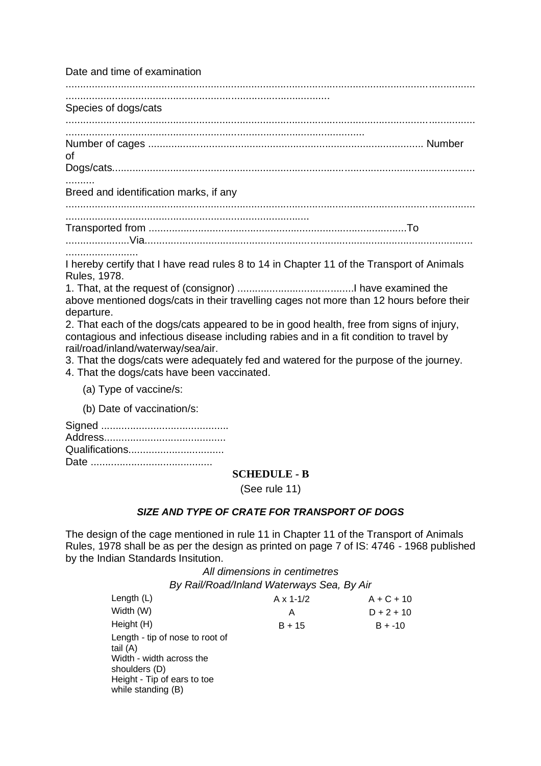Date and time of examination ..................................................................................................................................................................................................................................

Species of dogs/cats ..................................................................................................................................................................................................................................

Number of cages .............................................................................................. Number of Dogs/cats...................................................................................................................................

Breed and identification marks, if any ..................................................................................................................................................................................................................................

Transported from ........................................................................................To ......................Via...........................................................................................................................

I hereby certify that I have read rules 8 to 14 in Chapter 11 of the Transport of Animals Rules, 1978.

1. That, at the request of (consignor) ........................................I have examined the above mentioned dogs/cats in their travelling cages not more than 12 hours before their departure.
2. That each of the dogs/cats appeared to be in good health, free from signs of injury, contagious and infectious disease including rabies and in a fit condition to travel by rail/road/inland/waterway/sea/air.
3. That the dogs/cats were adequately fed and watered for the purpose of the journey.
4. That the dogs/cats have been vaccinated.

   (a) Type of vaccine/s:

   (b) Date of vaccination/s:

Signed ...........................................
Address.........................................
Qualifications.................................
Date ..........................................

## SCHEDULE - B

(See rule 11)

### *SIZE AND TYPE OF CRATE FOR TRANSPORT OF DOGS*

The design of the cage mentioned in rule 11 in Chapter 11 of the Transport of Animals Rules, 1978 shall be as per the design as printed on page 7 of IS: 4746 - 1968 published by the Indian Standards Insitution.

*All dimensions in centimetres*

| | *By Rail/Road/Inland Waterways Sea,* | *By Air* |
|---|---|---|
| Length (L) | A x 1-1/2 | A + C + 10 |
| Width (W) | A | D + 2 + 10 |
| Height (H) | B + 15 | B + -10 |

Length - tip of nose to root of tail (A)
Width - width across the shoulders (D)
Height - Tip of ears to toe while standing (B)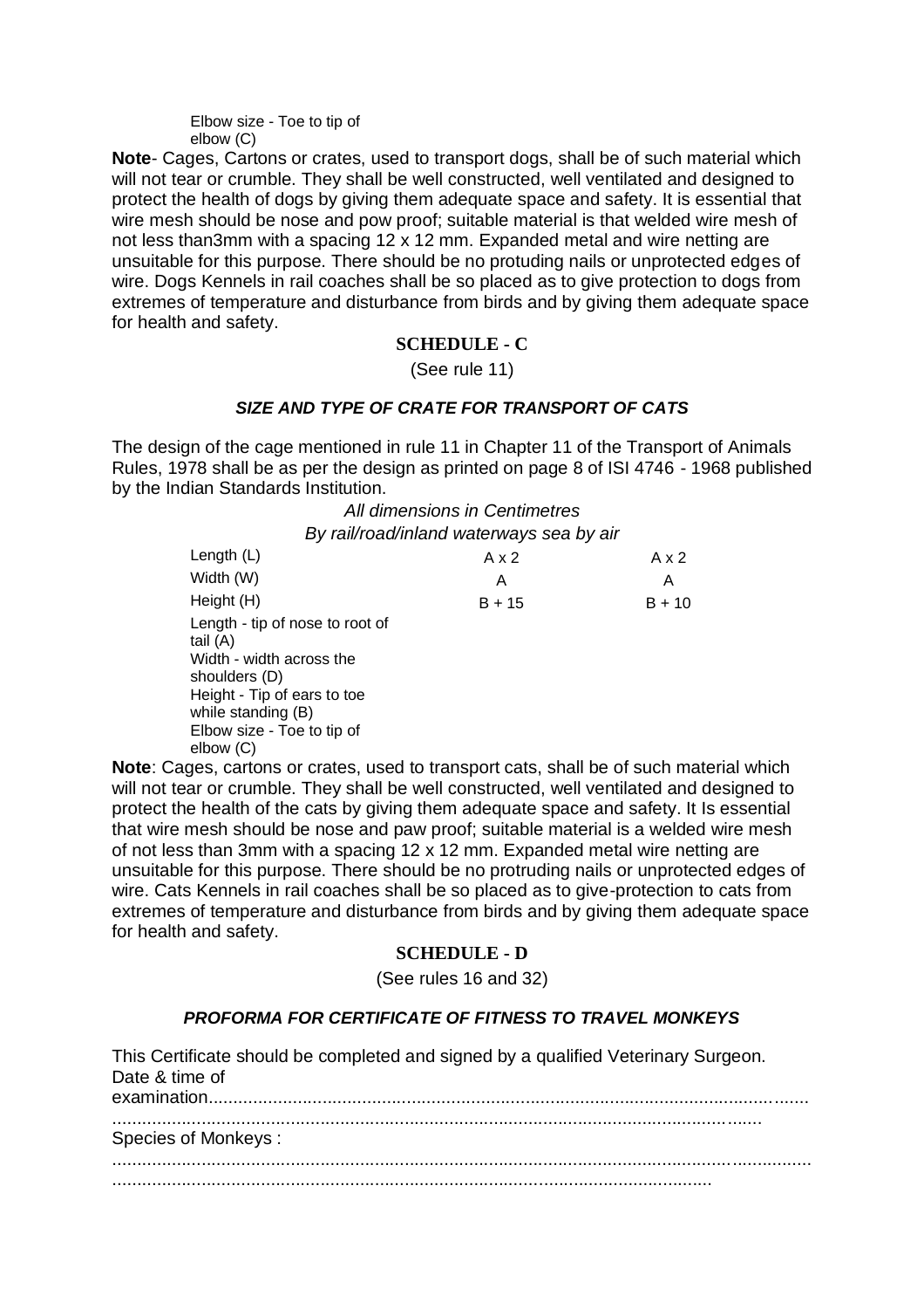Elbow size - Toe to tip of elbow (C)

**Note**- Cages, Cartons or crates, used to transport dogs, shall be of such material which will not tear or crumble. They shall be well constructed, well ventilated and designed to protect the health of dogs by giving them adequate space and safety. It is essential that wire mesh should be nose and pow proof; suitable material is that welded wire mesh of not less than3mm with a spacing 12 x 12 mm. Expanded metal and wire netting are unsuitable for this purpose. There should be no protuding nails or unprotected edges of wire. Dogs Kennels in rail coaches shall be so placed as to give protection to dogs from extremes of temperature and disturbance from birds and by giving them adequate space for health and safety.

## SCHEDULE - C

(See rule 11)

### *SIZE AND TYPE OF CRATE FOR TRANSPORT OF CATS*

The design of the cage mentioned in rule 11 in Chapter 11 of the Transport of Animals Rules, 1978 shall be as per the design as printed on page 8 of ISI 4746 - 1968 published by the Indian Standards Institution.

*All dimensions in Centimetres*

*By rail/road/inland waterways sea by air*

| | By rail/road/inland waterways sea | by air |
|---|---|---|
| Length (L) | A x 2 | A x 2 |
| Width (W) | A | A |
| Height (H) | B + 15 | B + 10 |

Length - tip of nose to root of tail (A)
Width - width across the shoulders (D)
Height - Tip of ears to toe while standing (B)
Elbow size - Toe to tip of elbow (C)

**Note**: Cages, cartons or crates, used to transport cats, shall be of such material which will not tear or crumble. They shall be well constructed, well ventilated and designed to protect the health of the cats by giving them adequate space and safety. It Is essential that wire mesh should be nose and paw proof; suitable material is a welded wire mesh of not less than 3mm with a spacing 12 x 12 mm. Expanded metal wire netting are unsuitable for this purpose. There should be no protruding nails or unprotected edges of wire. Cats Kennels in rail coaches shall be so placed as to give-protection to cats from extremes of temperature and disturbance from birds and by giving them adequate space for health and safety.

## SCHEDULE - D

(See rules 16 and 32)

### *PROFORMA FOR CERTIFICATE OF FITNESS TO TRAVEL MONKEYS*

This Certificate should be completed and signed by a qualified Veterinary Surgeon.

Date & time of examination.........................................................................................................................
...........................................................................................................................

Species of Monkeys :
.................................................................................................................................
...........................................................................................................................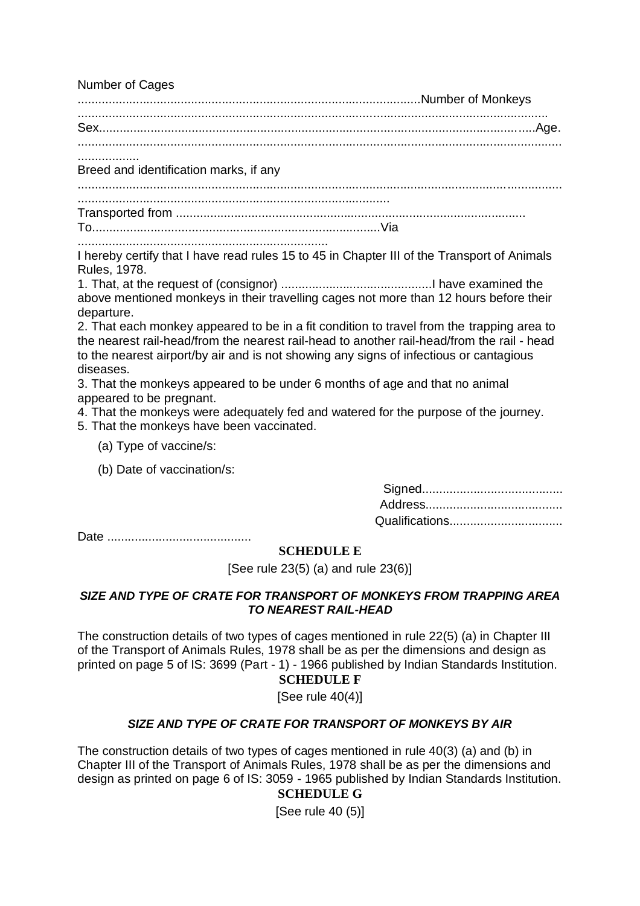Number of Cages ..................................................................................................Number of Monkeys ......................................................................................................................................
Sex.........................................................................................................................................Age. ................................................................................................................................................
..................

Breed and identification marks, if any ....................................................................................................................................................
..........................................................................................

Transported from .....................................................................................................

To..................................................................................Via ........................................................................

I hereby certify that I have read rules 15 to 45 in Chapter III of the Transport of Animals Rules, 1978.

1. That, at the request of (consignor) ............................................I have examined the above mentioned monkeys in their travelling cages not more than 12 hours before their departure.
2. That each monkey appeared to be in a fit condition to travel from the trapping area to the nearest rail-head/from the nearest rail-head to another rail-head/from the rail - head to the nearest airport/by air and is not showing any signs of infectious or cantagious diseases.
3. That the monkeys appeared to be under 6 months of age and that no animal appeared to be pregnant.
4. That the monkeys were adequately fed and watered for the purpose of the journey.
5. That the monkeys have been vaccinated.

   (a) Type of vaccine/s:

   (b) Date of vaccination/s:

Signed........................................

Address.......................................

Qualifications.................................

Date ..........................................

**SCHEDULE E**

[See rule 23(5) (a) and rule 23(6)]

***SIZE AND TYPE OF CRATE FOR TRANSPORT OF MONKEYS FROM TRAPPING AREA TO NEAREST RAIL-HEAD***

The construction details of two types of cages mentioned in rule 22(5) (a) in Chapter III of the Transport of Animals Rules, 1978 shall be as per the dimensions and design as printed on page 5 of IS: 3699 (Part - 1) - 1966 published by Indian Standards Institution.

**SCHEDULE F**

[See rule 40(4)]

***SIZE AND TYPE OF CRATE FOR TRANSPORT OF MONKEYS BY AIR***

The construction details of two types of cages mentioned in rule 40(3) (a) and (b) in Chapter III of the Transport of Animals Rules, 1978 shall be as per the dimensions and design as printed on page 6 of IS: 3059 - 1965 published by Indian Standards Institution.

**SCHEDULE G**

[See rule 40 (5)]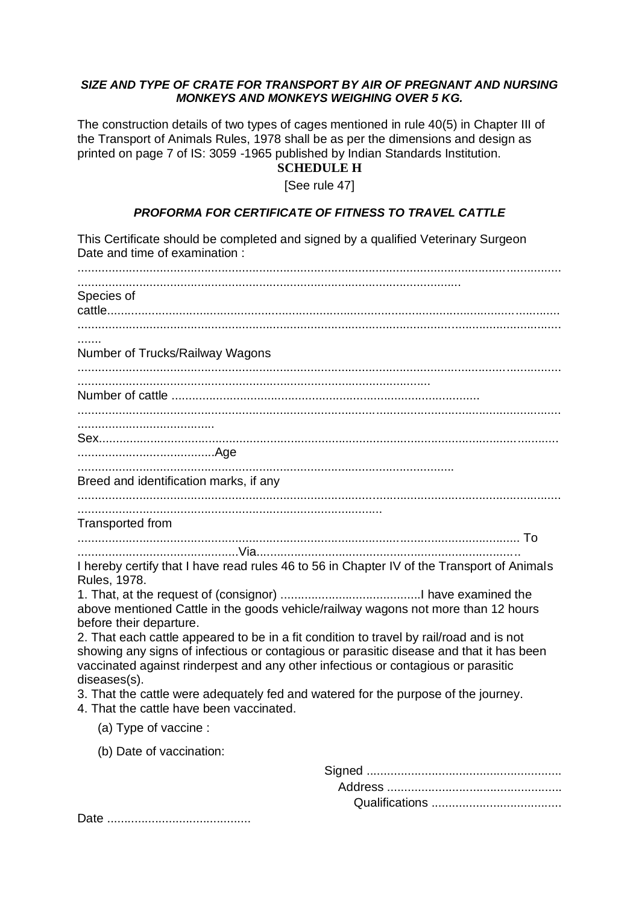***SIZE AND TYPE OF CRATE FOR TRANSPORT BY AIR OF PREGNANT AND NURSING MONKEYS AND MONKEYS WEIGHING OVER 5 KG.***

The construction details of two types of cages mentioned in rule 40(5) in Chapter III of the Transport of Animals Rules, 1978 shall be as per the dimensions and design as printed on page 7 of IS: 3059 -1965 published by Indian Standards Institution.

## SCHEDULE H

[See rule 47]

***PROFORMA FOR CERTIFICATE OF FITNESS TO TRAVEL CATTLE***

This Certificate should be completed and signed by a qualified Veterinary Surgeon
Date and time of examination :
.............................................................................................................................................
...............................................................................................................
Species of cattle.......................................................................................................................................
.............................................................................................................................................
.......
Number of Trucks/Railway Wagons
.............................................................................................................................................
.....................................................................................................
Number of cattle .........................................................................................
.............................................................................................................................................
.......................................
Sex.........................................................................................................................................
.......................................Age
..............................................................................................................
Breed and identification marks, if any
.............................................................................................................................................
.........................................................................................
Transported from
...................................................................................................................................... To
...............................................Via.............................................................................

I hereby certify that I have read rules 46 to 56 in Chapter IV of the Transport of Animals Rules, 1978.

1. That, at the request of (consignor) .........................................I have examined the above mentioned Cattle in the goods vehicle/railway wagons not more than 12 hours before their departure.
2. That each cattle appeared to be in a fit condition to travel by rail/road and is not showing any signs of infectious or contagious or parasitic disease and that it has been vaccinated against rinderpest and any other infectious or contagious or parasitic diseases(s).
3. That the cattle were adequately fed and watered for the purpose of the journey.
4. That the cattle have been vaccinated.
   (a) Type of vaccine :
   (b) Date of vaccination:

Signed .........................................................
Address ...................................................
Qualifications ......................................

Date ..........................................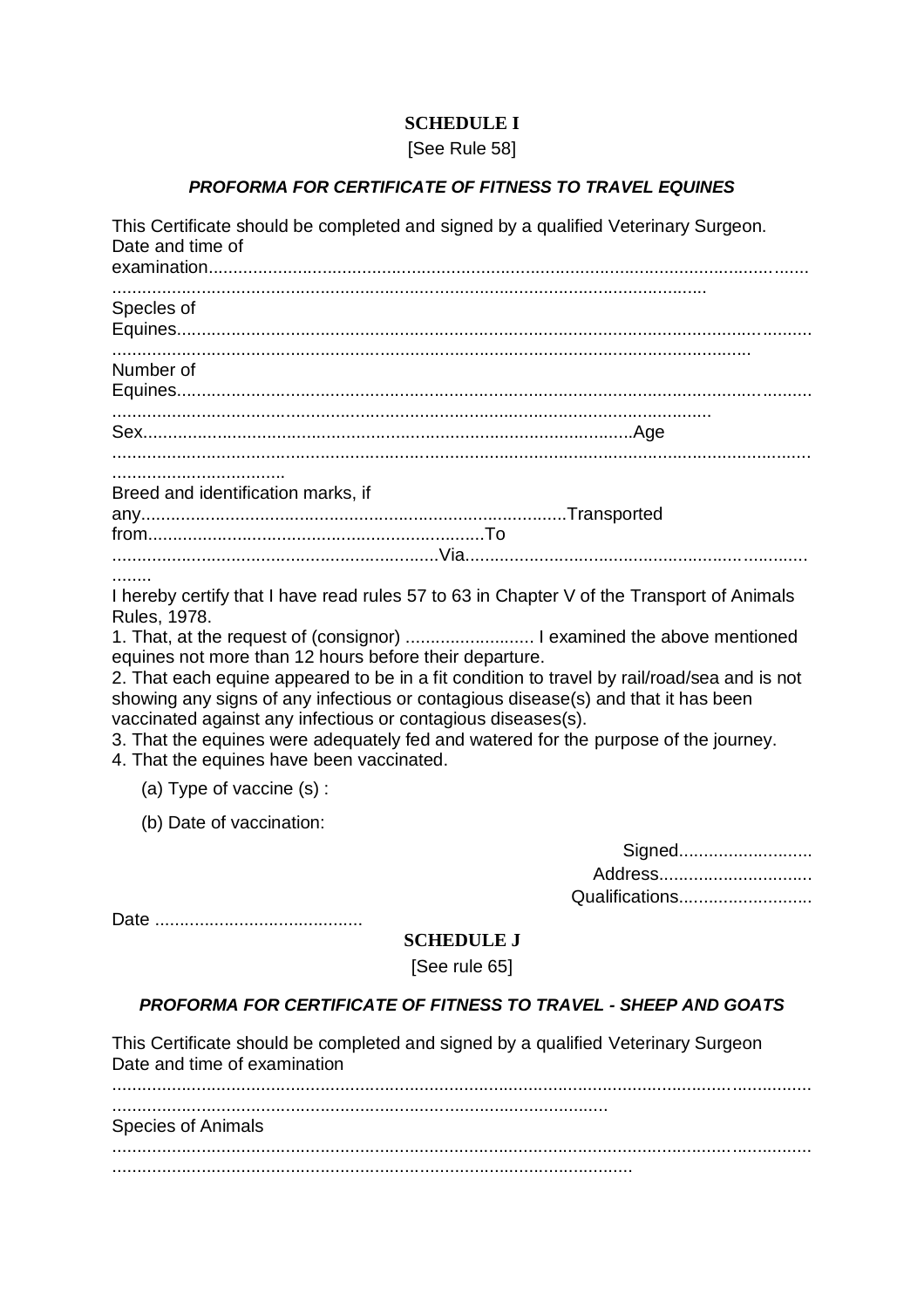## SCHEDULE I

[See Rule 58]

### *PROFORMA FOR CERTIFICATE OF FITNESS TO TRAVEL EQUINES*

This Certificate should be completed and signed by a qualified Veterinary Surgeon.

Date and time of examination.......................................................................................................................................................................................................................................

Speces of Equines.......................................................................................................................................................................................................................................

Number of Equines.......................................................................................................................................................................................................................................

Sex..................................................................................................Age.........................................................................................................................................................................

Breed and identification marks, if any.....................................................................................Transported from....................................................................To.................................................................Via...........................................................................

I hereby certify that I have read rules 57 to 63 in Chapter V of the Transport of Animals Rules, 1978.

1. That, at the request of (consignor) .......................... I examined the above mentioned equines not more than 12 hours before their departure.
2. That each equine appeared to be in a fit condition to travel by rail/road/sea and is not showing any signs of any infectious or contagious disease(s) and that it has been vaccinated against any infectious or contagious diseases(s).
3. That the equines were adequately fed and watered for the purpose of the journey.
4. That the equines have been vaccinated.

   (a) Type of vaccine (s) :

   (b) Date of vaccination:

Signed..........................

Address..............................

Qualifications..........................

Date ..........................................

## SCHEDULE J

[See rule 65]

### *PROFORMA FOR CERTIFICATE OF FITNESS TO TRAVEL - SHEEP AND GOATS*

This Certificate should be completed and signed by a qualified Veterinary Surgeon

Date and time of examination

.......................................................................................................................................................................................................................................

Species of Animals

.......................................................................................................................................................................................................................................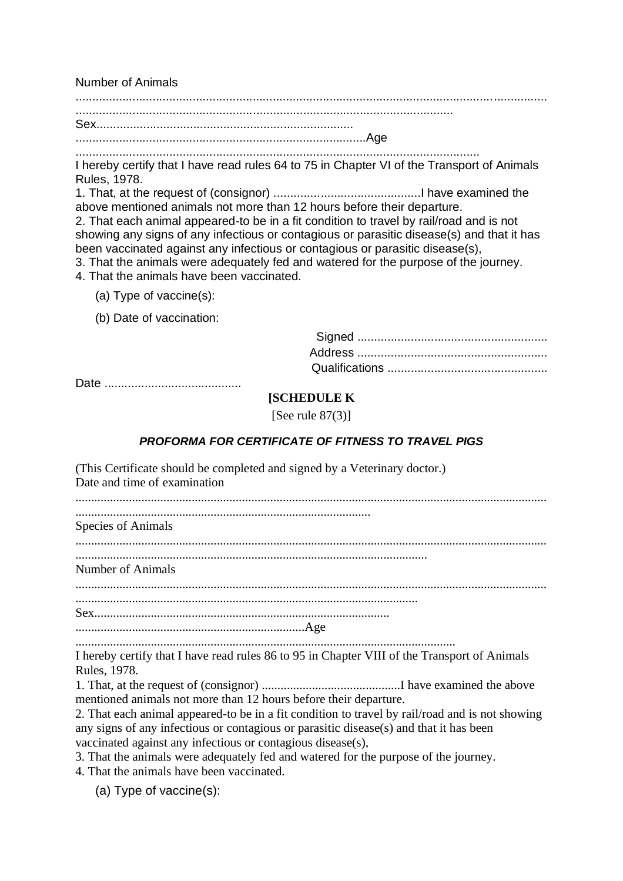Number of Animals

..............................................................................................................................................
..................................................................................................................

Sex.............................................................................

.........................................................................................Age

..........................................................................................................................

I hereby certify that I have read rules 64 to 75 in Chapter VI of the Transport of Animals Rules, 1978.

1. That, at the request of (consignor) ............................................I have examined the above mentioned animals not more than 12 hours before their departure.
2. That each animal appeared-to be in a fit condition to travel by rail/road and is not showing any signs of any infectious or contagious or parasitic disease(s) and that it has been vaccinated against any infectious or contagious or parasitic disease(s),
3. That the animals were adequately fed and watered for the purpose of the journey.
4. That the animals have been vaccinated.

(a) Type of vaccine(s):

(b) Date of vaccination:

Signed .........................................................
Address .........................................................
Qualifications ................................................

Date .........................................

## [SCHEDULE K

[See rule 87(3)]

### *PROFORMA FOR CERTIFICATE OF FITNESS TO TRAVEL PIGS*

(This Certificate should be completed and signed by a Veterinary doctor.)

Date and time of examination

..............................................................................................................................................
.............................................................................................

Species of Animals

..............................................................................................................................................
...............................................................................................................

Number of Animals

..............................................................................................................................................
............................................................................................................

Sex.............................................................................................

........................................................................Age

.......................................................................................................................

I hereby certify that I have read rules 86 to 95 in Chapter VIII of the Transport of Animals Rules, 1978.

1. That, at the request of (consignor) ............................................I have examined the above mentioned animals not more than 12 hours before their departure.
2. That each animal appeared-to be in a fit condition to travel by rail/road and is not showing any signs of any infectious or contagious or parasitic disease(s) and that it has been vaccinated against any infectious or contagious disease(s),
3. That the animals were adequately fed and watered for the purpose of the journey.
4. That the animals have been vaccinated.

(a) Type of vaccine(s):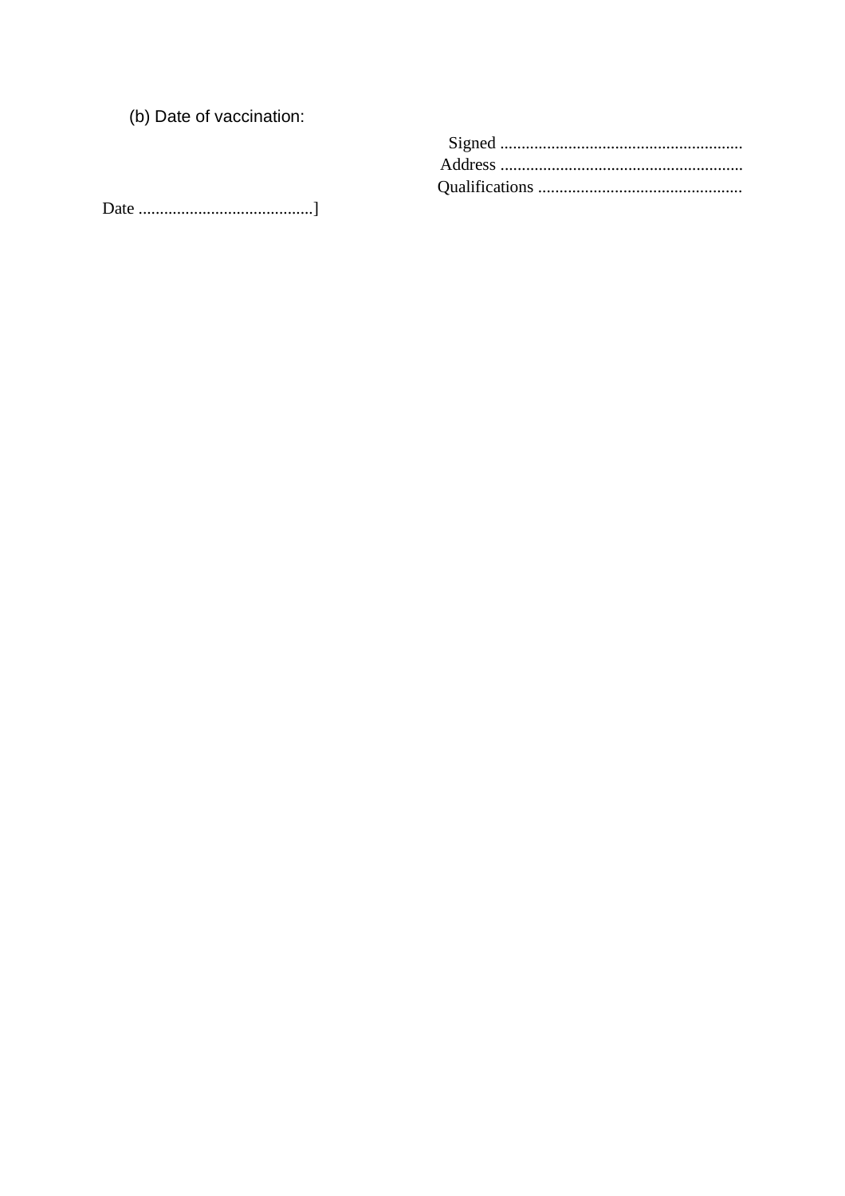(b) Date of vaccination:

Signed .........................................................

Address .........................................................

Qualifications ................................................

Date .........................................]